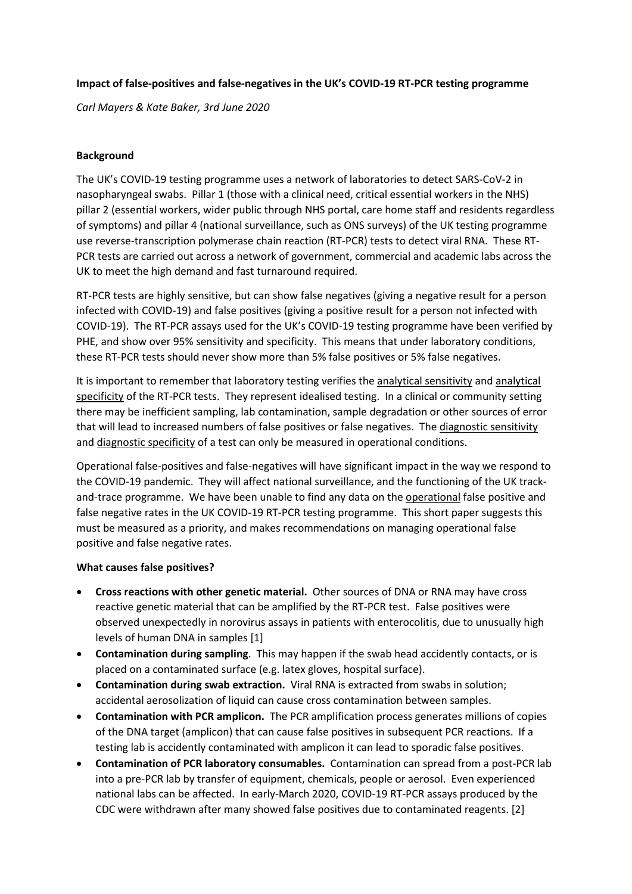**Impact of false-positives and false-negatives in the UK's COVID-19 RT-PCR testing programme**

*Carl Mayers & Kate Baker, 3rd June 2020*

**Background**

The UK's COVID-19 testing programme uses a network of laboratories to detect SARS-CoV-2 in nasopharyngeal swabs. Pillar 1 (those with a clinical need, critical essential workers in the NHS) pillar 2 (essential workers, wider public through NHS portal, care home staff and residents regardless of symptoms) and pillar 4 (national surveillance, such as ONS surveys) of the UK testing programme use reverse-transcription polymerase chain reaction (RT-PCR) tests to detect viral RNA. These RT-PCR tests are carried out across a network of government, commercial and academic labs across the UK to meet the high demand and fast turnaround required.

RT-PCR tests are highly sensitive, but can show false negatives (giving a negative result for a person infected with COVID-19) and false positives (giving a positive result for a person not infected with COVID-19). The RT-PCR assays used for the UK's COVID-19 testing programme have been verified by PHE, and show over 95% sensitivity and specificity. This means that under laboratory conditions, these RT-PCR tests should never show more than 5% false positives or 5% false negatives.

It is important to remember that laboratory testing verifies the <u>analytical sensitivity</u> and <u>analytical specificity</u> of the RT-PCR tests. They represent idealised testing. In a clinical or community setting there may be inefficient sampling, lab contamination, sample degradation or other sources of error that will lead to increased numbers of false positives or false negatives. The <u>diagnostic sensitivity</u> and <u>diagnostic specificity</u> of a test can only be measured in operational conditions.

Operational false-positives and false-negatives will have significant impact in the way we respond to the COVID-19 pandemic. They will affect national surveillance, and the functioning of the UK track-and-trace programme. We have been unable to find any data on the <u>operational</u> false positive and false negative rates in the UK COVID-19 RT-PCR testing programme. This short paper suggests this must be measured as a priority, and makes recommendations on managing operational false positive and false negative rates.

**What causes false positives?**

- **Cross reactions with other genetic material.** Other sources of DNA or RNA may have cross reactive genetic material that can be amplified by the RT-PCR test. False positives were observed unexpectedly in norovirus assays in patients with enterocolitis, due to unusually high levels of human DNA in samples [1]
- **Contamination during sampling**. This may happen if the swab head accidently contacts, or is placed on a contaminated surface (e.g. latex gloves, hospital surface).
- **Contamination during swab extraction.** Viral RNA is extracted from swabs in solution; accidental aerosolization of liquid can cause cross contamination between samples.
- **Contamination with PCR amplicon.** The PCR amplification process generates millions of copies of the DNA target (amplicon) that can cause false positives in subsequent PCR reactions. If a testing lab is accidently contaminated with amplicon it can lead to sporadic false positives.
- **Contamination of PCR laboratory consumables.** Contamination can spread from a post-PCR lab into a pre-PCR lab by transfer of equipment, chemicals, people or aerosol. Even experienced national labs can be affected. In early-March 2020, COVID-19 RT-PCR assays produced by the CDC were withdrawn after many showed false positives due to contaminated reagents. [2]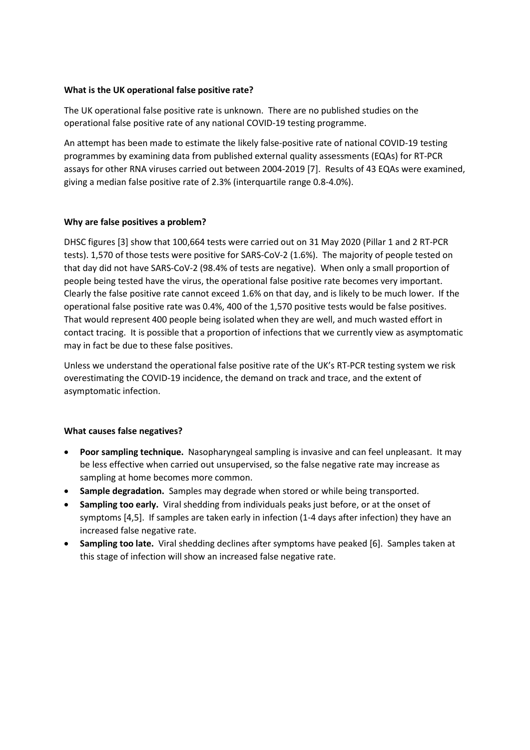**What is the UK operational false positive rate?**

The UK operational false positive rate is unknown. There are no published studies on the operational false positive rate of any national COVID-19 testing programme.

An attempt has been made to estimate the likely false-positive rate of national COVID-19 testing programmes by examining data from published external quality assessments (EQAs) for RT-PCR assays for other RNA viruses carried out between 2004-2019 [7]. Results of 43 EQAs were examined, giving a median false positive rate of 2.3% (interquartile range 0.8-4.0%).

**Why are false positives a problem?**

DHSC figures [3] show that 100,664 tests were carried out on 31 May 2020 (Pillar 1 and 2 RT-PCR tests). 1,570 of those tests were positive for SARS-CoV-2 (1.6%). The majority of people tested on that day did not have SARS-CoV-2 (98.4% of tests are negative). When only a small proportion of people being tested have the virus, the operational false positive rate becomes very important. Clearly the false positive rate cannot exceed 1.6% on that day, and is likely to be much lower. If the operational false positive rate was 0.4%, 400 of the 1,570 positive tests would be false positives. That would represent 400 people being isolated when they are well, and much wasted effort in contact tracing. It is possible that a proportion of infections that we currently view as asymptomatic may in fact be due to these false positives.

Unless we understand the operational false positive rate of the UK's RT-PCR testing system we risk overestimating the COVID-19 incidence, the demand on track and trace, and the extent of asymptomatic infection.

**What causes false negatives?**

- **Poor sampling technique.** Nasopharyngeal sampling is invasive and can feel unpleasant. It may be less effective when carried out unsupervised, so the false negative rate may increase as sampling at home becomes more common.
- **Sample degradation.** Samples may degrade when stored or while being transported.
- **Sampling too early.** Viral shedding from individuals peaks just before, or at the onset of symptoms [4,5]. If samples are taken early in infection (1-4 days after infection) they have an increased false negative rate.
- **Sampling too late.** Viral shedding declines after symptoms have peaked [6]. Samples taken at this stage of infection will show an increased false negative rate.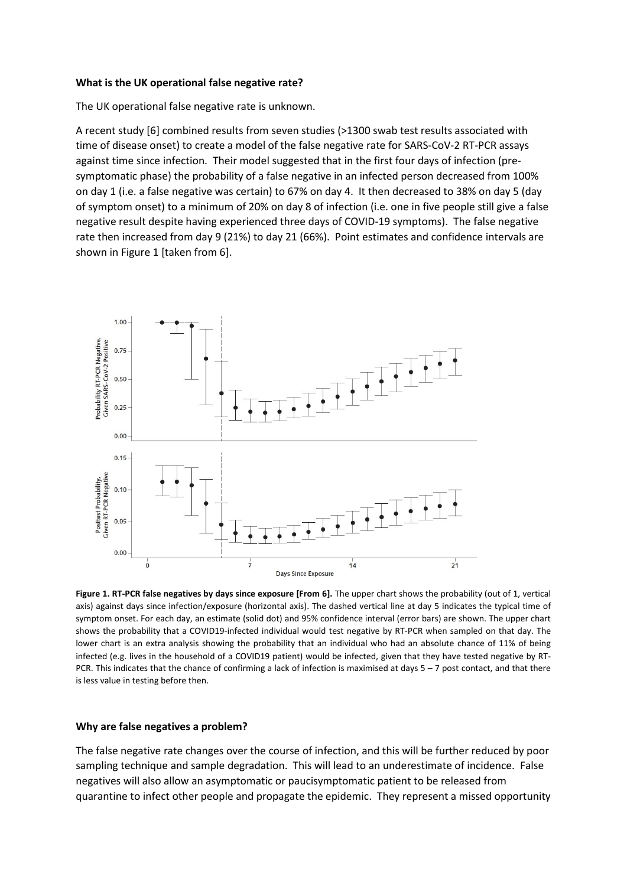**What is the UK operational false negative rate?**

The UK operational false negative rate is unknown.

A recent study [6] combined results from seven studies (>1300 swab test results associated with time of disease onset) to create a model of the false negative rate for SARS-CoV-2 RT-PCR assays against time since infection. Their model suggested that in the first four days of infection (pre-symptomatic phase) the probability of a false negative in an infected person decreased from 100% on day 1 (i.e. a false negative was certain) to 67% on day 4. It then decreased to 38% on day 5 (day of symptom onset) to a minimum of 20% on day 8 of infection (i.e. one in five people still give a false negative result despite having experienced three days of COVID-19 symptoms). The false negative rate then increased from day 9 (21%) to day 21 (66%). Point estimates and confidence intervals are shown in Figure 1 [taken from 6].

**Figure 1. RT-PCR false negatives by days since exposure [From 6].** The upper chart shows the probability (out of 1, vertical axis) against days since infection/exposure (horizontal axis). The dashed vertical line at day 5 indicates the typical time of symptom onset. For each day, an estimate (solid dot) and 95% confidence interval (error bars) are shown. The upper chart shows the probability that a COVID19-infected individual would test negative by RT-PCR when sampled on that day. The lower chart is an extra analysis showing the probability that an individual who had an absolute chance of 11% of being infected (e.g. lives in the household of a COVID19 patient) would be infected, given that they have tested negative by RT-PCR. This indicates that the chance of confirming a lack of infection is maximised at days 5 – 7 post contact, and that there is less value in testing before then.

**Why are false negatives a problem?**

The false negative rate changes over the course of infection, and this will be further reduced by poor sampling technique and sample degradation. This will lead to an underestimate of incidence. False negatives will also allow an asymptomatic or paucisymptomatic patient to be released from quarantine to infect other people and propagate the epidemic. They represent a missed opportunity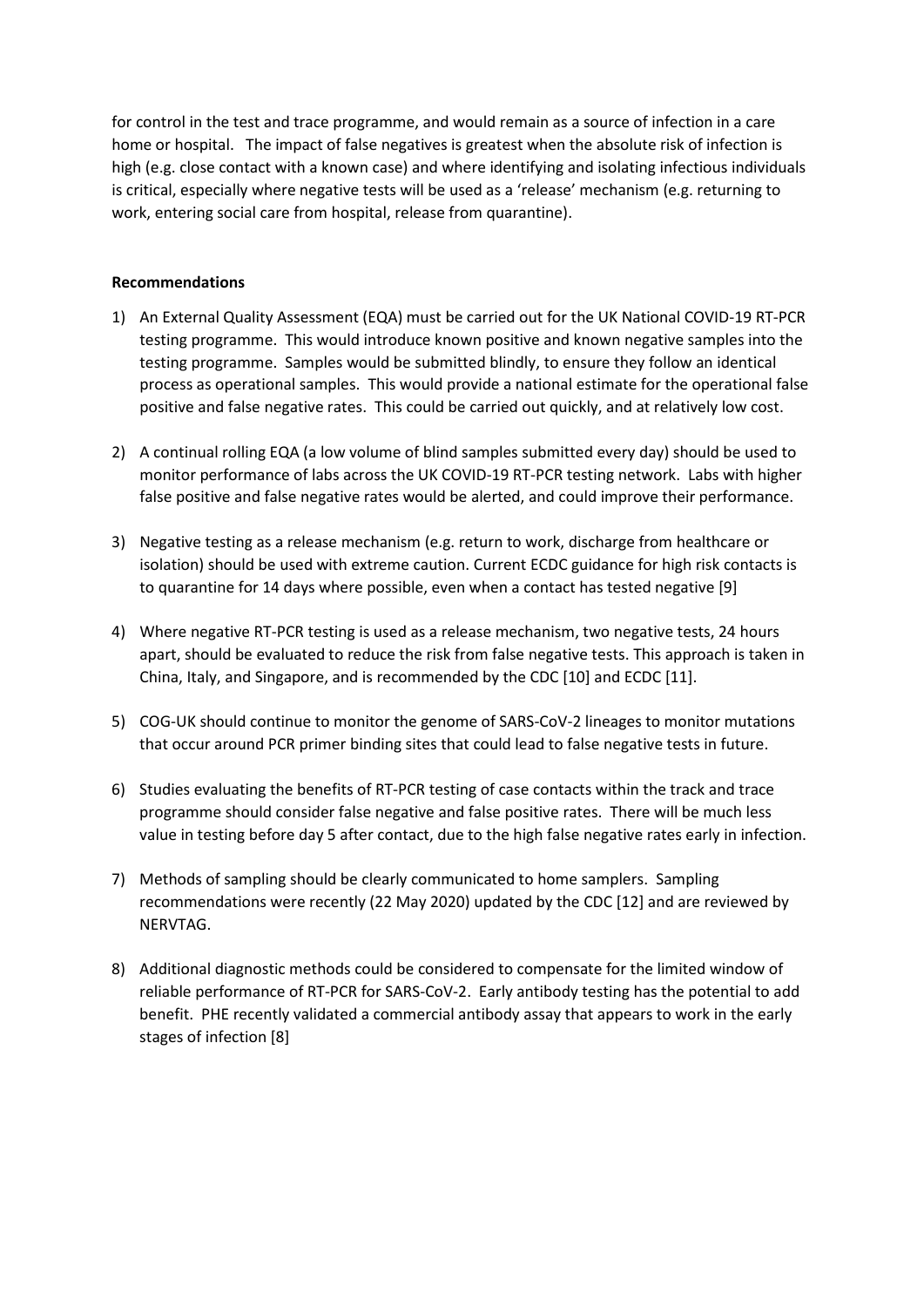for control in the test and trace programme, and would remain as a source of infection in a care home or hospital. The impact of false negatives is greatest when the absolute risk of infection is high (e.g. close contact with a known case) and where identifying and isolating infectious individuals is critical, especially where negative tests will be used as a 'release' mechanism (e.g. returning to work, entering social care from hospital, release from quarantine).

**Recommendations**

1) An External Quality Assessment (EQA) must be carried out for the UK National COVID-19 RT-PCR testing programme. This would introduce known positive and known negative samples into the testing programme. Samples would be submitted blindly, to ensure they follow an identical process as operational samples. This would provide a national estimate for the operational false positive and false negative rates. This could be carried out quickly, and at relatively low cost.

2) A continual rolling EQA (a low volume of blind samples submitted every day) should be used to monitor performance of labs across the UK COVID-19 RT-PCR testing network. Labs with higher false positive and false negative rates would be alerted, and could improve their performance.

3) Negative testing as a release mechanism (e.g. return to work, discharge from healthcare or isolation) should be used with extreme caution. Current ECDC guidance for high risk contacts is to quarantine for 14 days where possible, even when a contact has tested negative [9]

4) Where negative RT-PCR testing is used as a release mechanism, two negative tests, 24 hours apart, should be evaluated to reduce the risk from false negative tests. This approach is taken in China, Italy, and Singapore, and is recommended by the CDC [10] and ECDC [11].

5) COG-UK should continue to monitor the genome of SARS-CoV-2 lineages to monitor mutations that occur around PCR primer binding sites that could lead to false negative tests in future.

6) Studies evaluating the benefits of RT-PCR testing of case contacts within the track and trace programme should consider false negative and false positive rates. There will be much less value in testing before day 5 after contact, due to the high false negative rates early in infection.

7) Methods of sampling should be clearly communicated to home samplers. Sampling recommendations were recently (22 May 2020) updated by the CDC [12] and are reviewed by NERVTAG.

8) Additional diagnostic methods could be considered to compensate for the limited window of reliable performance of RT-PCR for SARS-CoV-2. Early antibody testing has the potential to add benefit. PHE recently validated a commercial antibody assay that appears to work in the early stages of infection [8]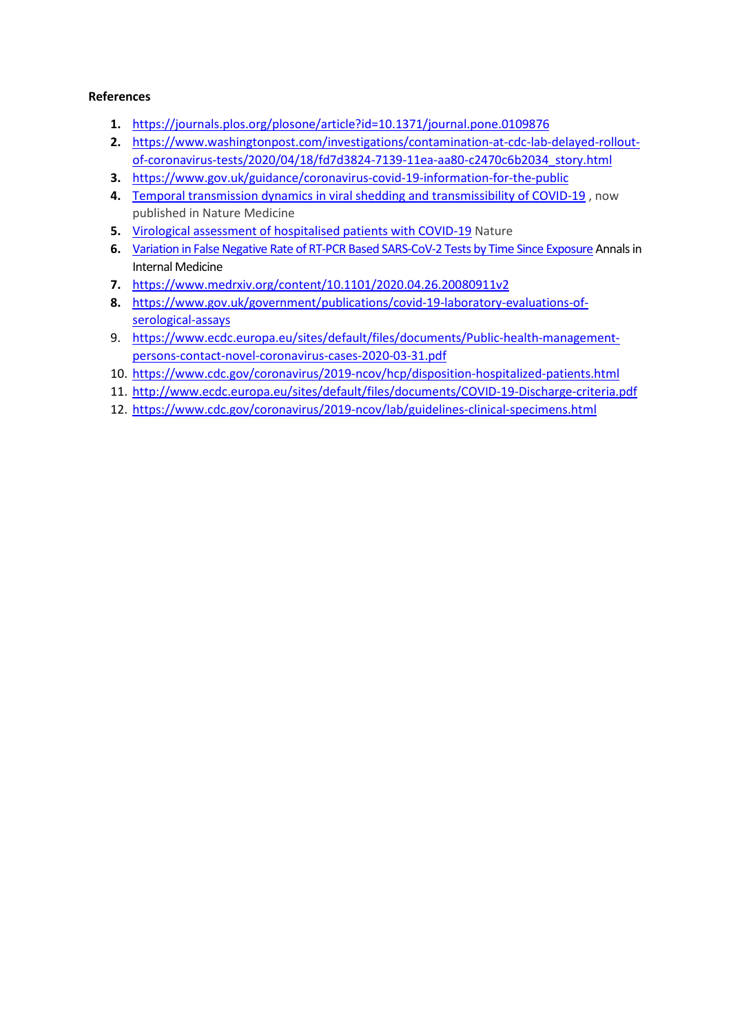**References**

1. https://journals.plos.org/plosone/article?id=10.1371/journal.pone.0109876
2. https://www.washingtonpost.com/investigations/contamination-at-cdc-lab-delayed-rollout-of-coronavirus-tests/2020/04/18/fd7d3824-7139-11ea-aa80-c2470c6b2034_story.html
3. https://www.gov.uk/guidance/coronavirus-covid-19-information-for-the-public
4. Temporal transmission dynamics in viral shedding and transmissibility of COVID-19 , now published in Nature Medicine
5. Virological assessment of hospitalised patients with COVID-19 Nature
6. Variation in False Negative Rate of RT-PCR Based SARS-CoV-2 Tests by Time Since Exposure Annals in Internal Medicine
7. https://www.medrxiv.org/content/10.1101/2020.04.26.20080911v2
8. https://www.gov.uk/government/publications/covid-19-laboratory-evaluations-of-serological-assays
9. https://www.ecdc.europa.eu/sites/default/files/documents/Public-health-management-persons-contact-novel-coronavirus-cases-2020-03-31.pdf
10. https://www.cdc.gov/coronavirus/2019-ncov/hcp/disposition-hospitalized-patients.html
11. http://www.ecdc.europa.eu/sites/default/files/documents/COVID-19-Discharge-criteria.pdf
12. https://www.cdc.gov/coronavirus/2019-ncov/lab/guidelines-clinical-specimens.html